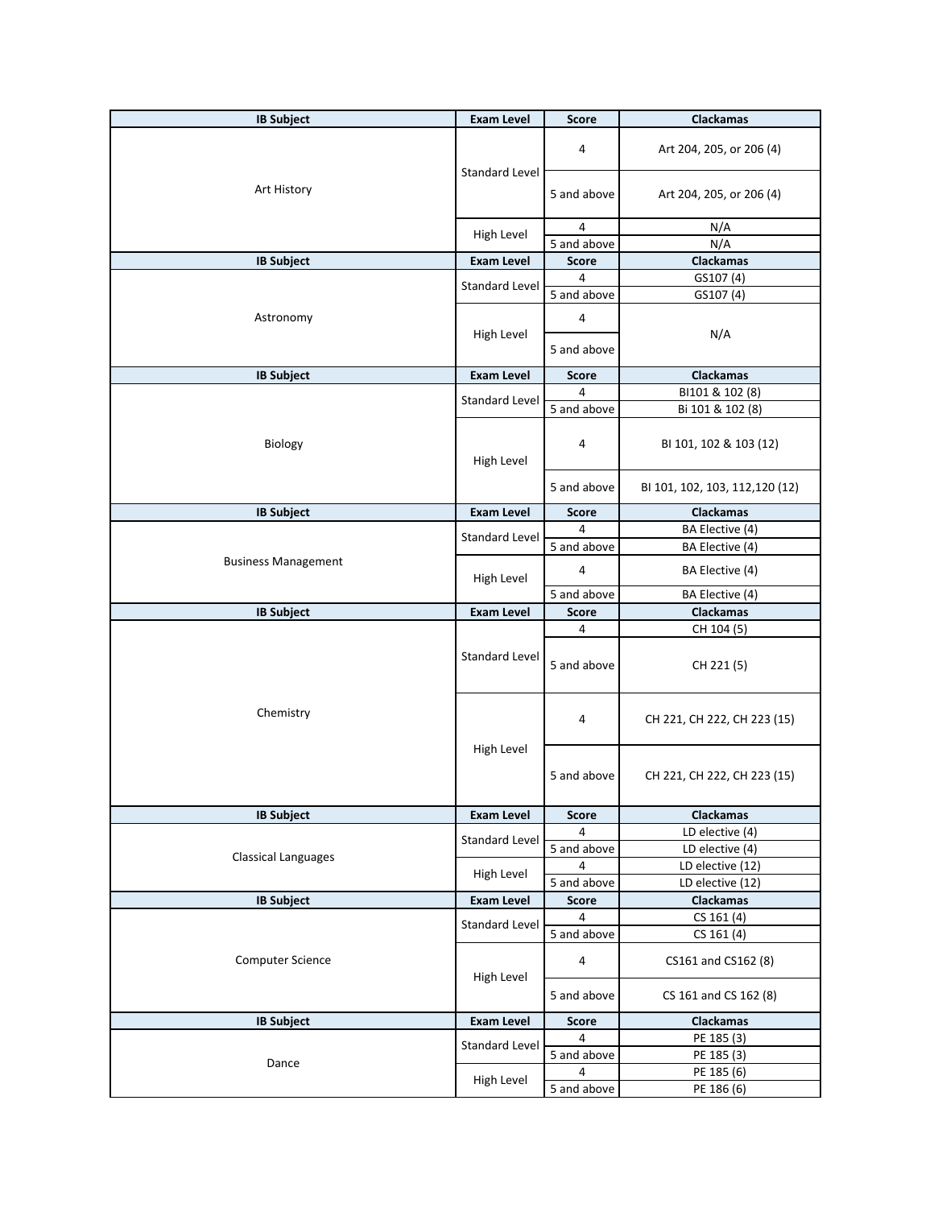| IB Subject | Exam Level | Score | Clackamas |
|---|---|---|---|
| Art History | Standard Level | 4 | Art 204, 205, or 206 (4) |
| | | 5 and above | Art 204, 205, or 206 (4) |
| | High Level | 4 | N/A |
| | | 5 and above | N/A |

| IB Subject | Exam Level | Score | Clackamas |
|---|---|---|---|
| Astronomy | Standard Level | 4 | GS107 (4) |
| | | 5 and above | GS107 (4) |
| | High Level | 4 | N/A |
| | | 5 and above | |

| IB Subject | Exam Level | Score | Clackamas |
|---|---|---|---|
| Biology | Standard Level | 4 | BI101 & 102 (8) |
| | | 5 and above | Bi 101 & 102 (8) |
| | High Level | 4 | BI 101, 102 & 103 (12) |
| | | 5 and above | BI 101, 102, 103, 112,120 (12) |

| IB Subject | Exam Level | Score | Clackamas |
|---|---|---|---|
| Business Management | Standard Level | 4 | BA Elective (4) |
| | | 5 and above | BA Elective (4) |
| | High Level | 4 | BA Elective (4) |
| | | 5 and above | BA Elective (4) |

| IB Subject | Exam Level | Score | Clackamas |
|---|---|---|---|
| Chemistry | Standard Level | 4 | CH 104 (5) |
| | | 5 and above | CH 221 (5) |
| | High Level | 4 | CH 221, CH 222, CH 223 (15) |
| | | 5 and above | CH 221, CH 222, CH 223 (15) |

| IB Subject | Exam Level | Score | Clackamas |
|---|---|---|---|
| Classical Languages | Standard Level | 4 | LD elective (4) |
| | | 5 and above | LD elective (4) |
| | High Level | 4 | LD elective (12) |
| | | 5 and above | LD elective (12) |

| IB Subject | Exam Level | Score | Clackamas |
|---|---|---|---|
| Computer Science | Standard Level | 4 | CS 161 (4) |
| | | 5 and above | CS 161 (4) |
| | High Level | 4 | CS161 and CS162 (8) |
| | | 5 and above | CS 161 and CS 162 (8) |

| IB Subject | Exam Level | Score | Clackamas |
|---|---|---|---|
| Dance | Standard Level | 4 | PE 185 (3) |
| | | 5 and above | PE 185 (3) |
| | High Level | 4 | PE 185 (6) |
| | | 5 and above | PE 186 (6) |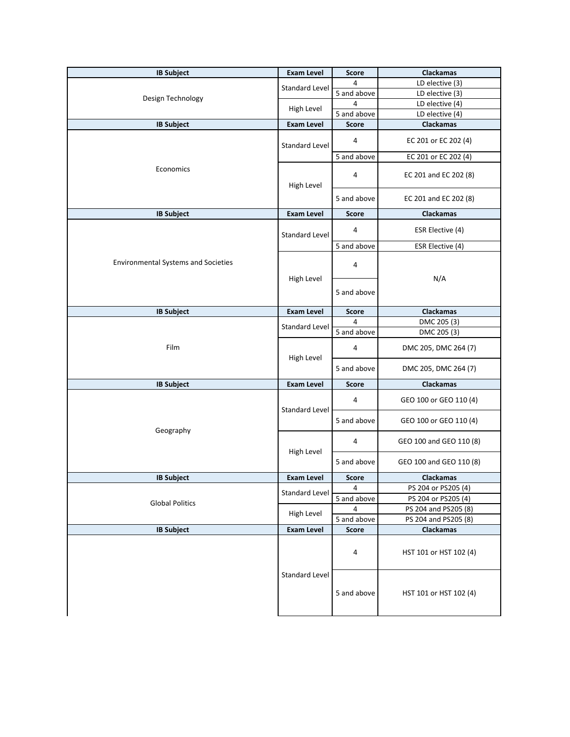| IB Subject | Exam Level | Score | Clackamas |
| --- | --- | --- | --- |
| Design Technology | Standard Level | 4 | LD elective (3) |
| | | 5 and above | LD elective (3) |
| | High Level | 4 | LD elective (4) |
| | | 5 and above | LD elective (4) |

| IB Subject | Exam Level | Score | Clackamas |
| --- | --- | --- | --- |
| Economics | Standard Level | 4 | EC 201 or EC 202 (4) |
| | | 5 and above | EC 201 or EC 202 (4) |
| | High Level | 4 | EC 201 and EC 202 (8) |
| | | 5 and above | EC 201 and EC 202 (8) |

| IB Subject | Exam Level | Score | Clackamas |
| --- | --- | --- | --- |
| Environmental Systems and Societies | Standard Level | 4 | ESR Elective (4) |
| | | 5 and above | ESR Elective (4) |
| | High Level | 4 | N/A |
| | | 5 and above | |

| IB Subject | Exam Level | Score | Clackamas |
| --- | --- | --- | --- |
| Film | Standard Level | 4 | DMC 205 (3) |
| | | 5 and above | DMC 205 (3) |
| | High Level | 4 | DMC 205, DMC 264 (7) |
| | | 5 and above | DMC 205, DMC 264 (7) |

| IB Subject | Exam Level | Score | Clackamas |
| --- | --- | --- | --- |
| Geography | Standard Level | 4 | GEO 100 or GEO 110 (4) |
| | | 5 and above | GEO 100 or GEO 110 (4) |
| | High Level | 4 | GEO 100 and GEO 110 (8) |
| | | 5 and above | GEO 100 and GEO 110 (8) |

| IB Subject | Exam Level | Score | Clackamas |
| --- | --- | --- | --- |
| Global Politics | Standard Level | 4 | PS 204 or PS205 (4) |
| | | 5 and above | PS 204 or PS205 (4) |
| | High Level | 4 | PS 204 and PS205 (8) |
| | | 5 and above | PS 204 and PS205 (8) |

| IB Subject | Exam Level | Score | Clackamas |
| --- | --- | --- | --- |
| | Standard Level | 4 | HST 101 or HST 102 (4) |
| | | 5 and above | HST 101 or HST 102 (4) |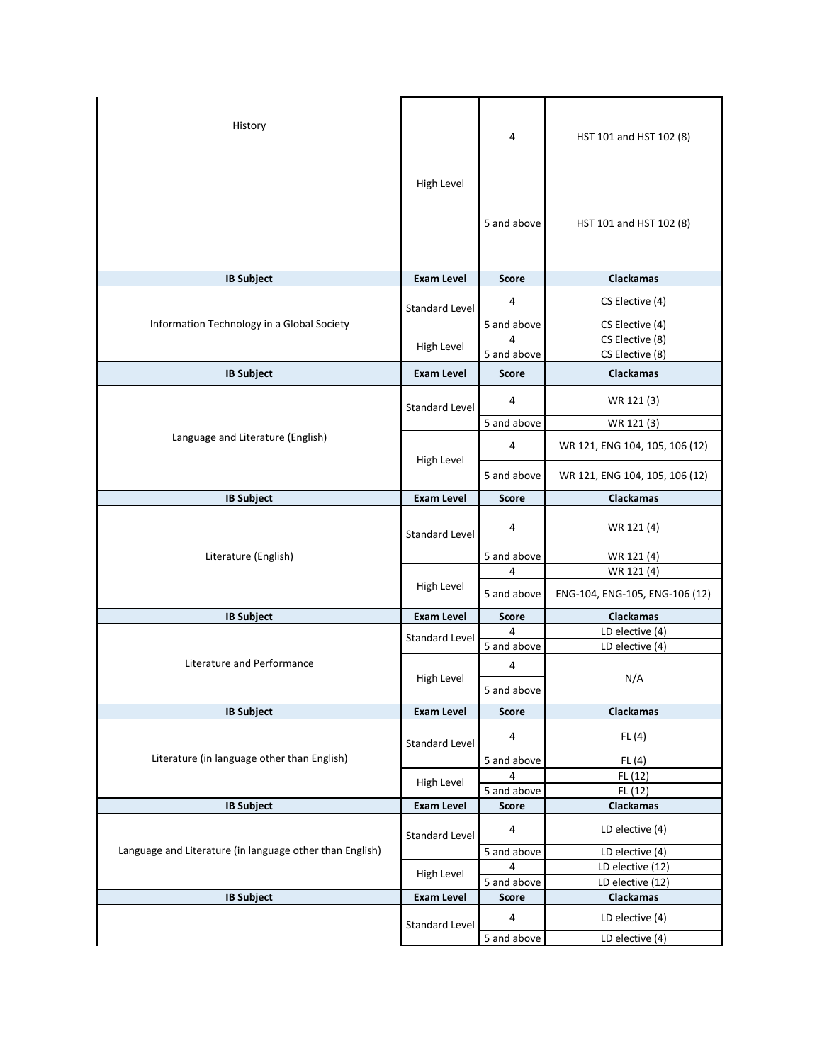| IB Subject | Exam Level | Score | Clackamas |
|---|---|---|---|
| History | High Level | 4 | HST 101 and HST 102 (8) |
| | | 5 and above | HST 101 and HST 102 (8) |
| **IB Subject** | **Exam Level** | **Score** | **Clackamas** |
| Information Technology in a Global Society | Standard Level | 4 | CS Elective (4) |
| | | 5 and above | CS Elective (4) |
| | High Level | 4 | CS Elective (8) |
| | | 5 and above | CS Elective (8) |
| **IB Subject** | **Exam Level** | **Score** | **Clackamas** |
| Language and Literature (English) | Standard Level | 4 | WR 121 (3) |
| | | 5 and above | WR 121 (3) |
| | High Level | 4 | WR 121, ENG 104, 105, 106 (12) |
| | | 5 and above | WR 121, ENG 104, 105, 106 (12) |
| **IB Subject** | **Exam Level** | **Score** | **Clackamas** |
| Literature (English) | Standard Level | 4 | WR 121 (4) |
| | | 5 and above | WR 121 (4) |
| | High Level | 4 | WR 121 (4) |
| | | 5 and above | ENG-104, ENG-105, ENG-106 (12) |
| **IB Subject** | **Exam Level** | **Score** | **Clackamas** |
| Literature and Performance | Standard Level | 4 | LD elective (4) |
| | | 5 and above | LD elective (4) |
| | High Level | 4 | N/A |
| | | 5 and above | |
| **IB Subject** | **Exam Level** | **Score** | **Clackamas** |
| Literature (in language other than English) | Standard Level | 4 | FL (4) |
| | | 5 and above | FL (4) |
| | High Level | 4 | FL (12) |
| | | 5 and above | FL (12) |
| **IB Subject** | **Exam Level** | **Score** | **Clackamas** |
| Language and Literature (in language other than English) | Standard Level | 4 | LD elective (4) |
| | | 5 and above | LD elective (4) |
| | High Level | 4 | LD elective (12) |
| | | 5 and above | LD elective (12) |
| **IB Subject** | **Exam Level** | **Score** | **Clackamas** |
| | Standard Level | 4 | LD elective (4) |
| | | 5 and above | LD elective (4) |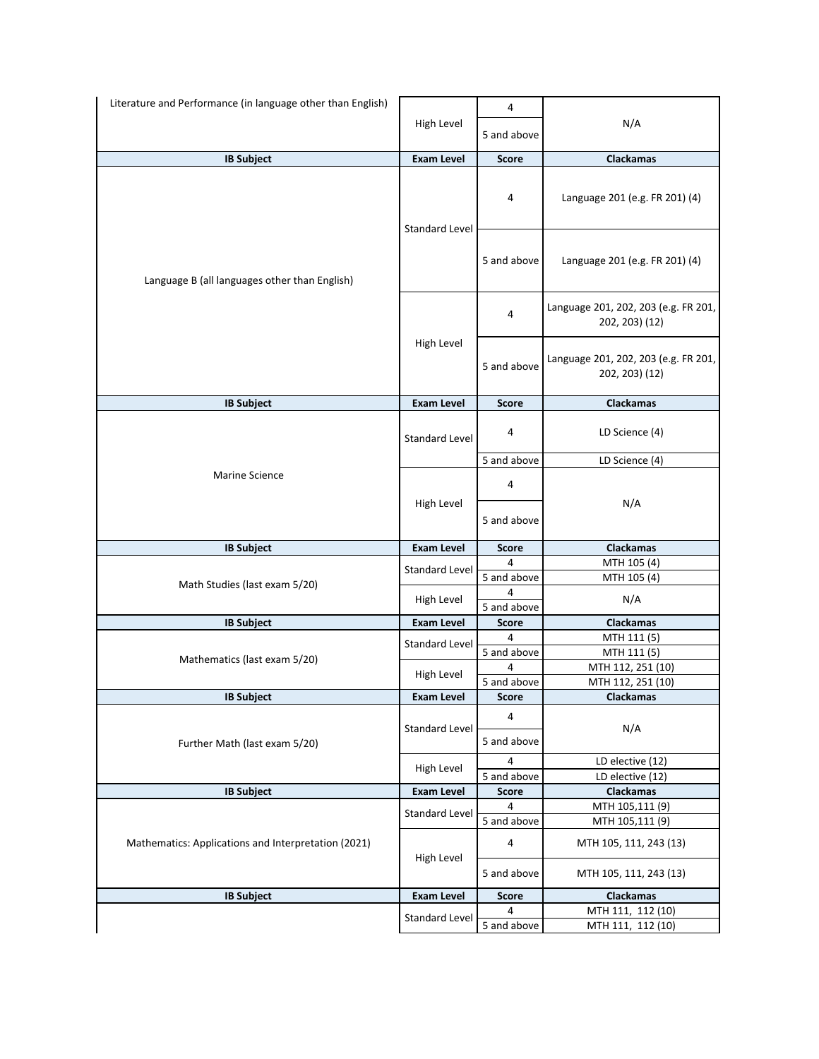| IB Subject | Exam Level | Score | Clackamas |
|---|---|---|---|
| Literature and Performance (in language other than English) | High Level | 4 | N/A |
| | | 5 and above | |

| IB Subject | Exam Level | Score | Clackamas |
|---|---|---|---|
| Language B (all languages other than English) | Standard Level | 4 | Language 201 (e.g. FR 201) (4) |
| | | 5 and above | Language 201 (e.g. FR 201) (4) |
| | High Level | 4 | Language 201, 202, 203 (e.g. FR 201, 202, 203) (12) |
| | | 5 and above | Language 201, 202, 203 (e.g. FR 201, 202, 203) (12) |

| IB Subject | Exam Level | Score | Clackamas |
|---|---|---|---|
| Marine Science | Standard Level | 4 | LD Science (4) |
| | | 5 and above | LD Science (4) |
| | High Level | 4 | N/A |
| | | 5 and above | |

| IB Subject | Exam Level | Score | Clackamas |
|---|---|---|---|
| Math Studies (last exam 5/20) | Standard Level | 4 | MTH 105 (4) |
| | | 5 and above | MTH 105 (4) |
| | High Level | 4 | N/A |
| | | 5 and above | |

| IB Subject | Exam Level | Score | Clackamas |
|---|---|---|---|
| Mathematics (last exam 5/20) | Standard Level | 4 | MTH 111 (5) |
| | | 5 and above | MTH 111 (5) |
| | High Level | 4 | MTH 112, 251 (10) |
| | | 5 and above | MTH 112, 251 (10) |

| IB Subject | Exam Level | Score | Clackamas |
|---|---|---|---|
| Further Math (last exam 5/20) | Standard Level | 4 | N/A |
| | | 5 and above | |
| | High Level | 4 | LD elective (12) |
| | | 5 and above | LD elective (12) |

| IB Subject | Exam Level | Score | Clackamas |
|---|---|---|---|
| Mathematics: Applications and Interpretation (2021) | Standard Level | 4 | MTH 105,111 (9) |
| | | 5 and above | MTH 105,111 (9) |
| | High Level | 4 | MTH 105, 111, 243 (13) |
| | | 5 and above | MTH 105, 111, 243 (13) |

| IB Subject | Exam Level | Score | Clackamas |
|---|---|---|---|
| | Standard Level | 4 | MTH 111, 112 (10) |
| | | 5 and above | MTH 111, 112 (10) |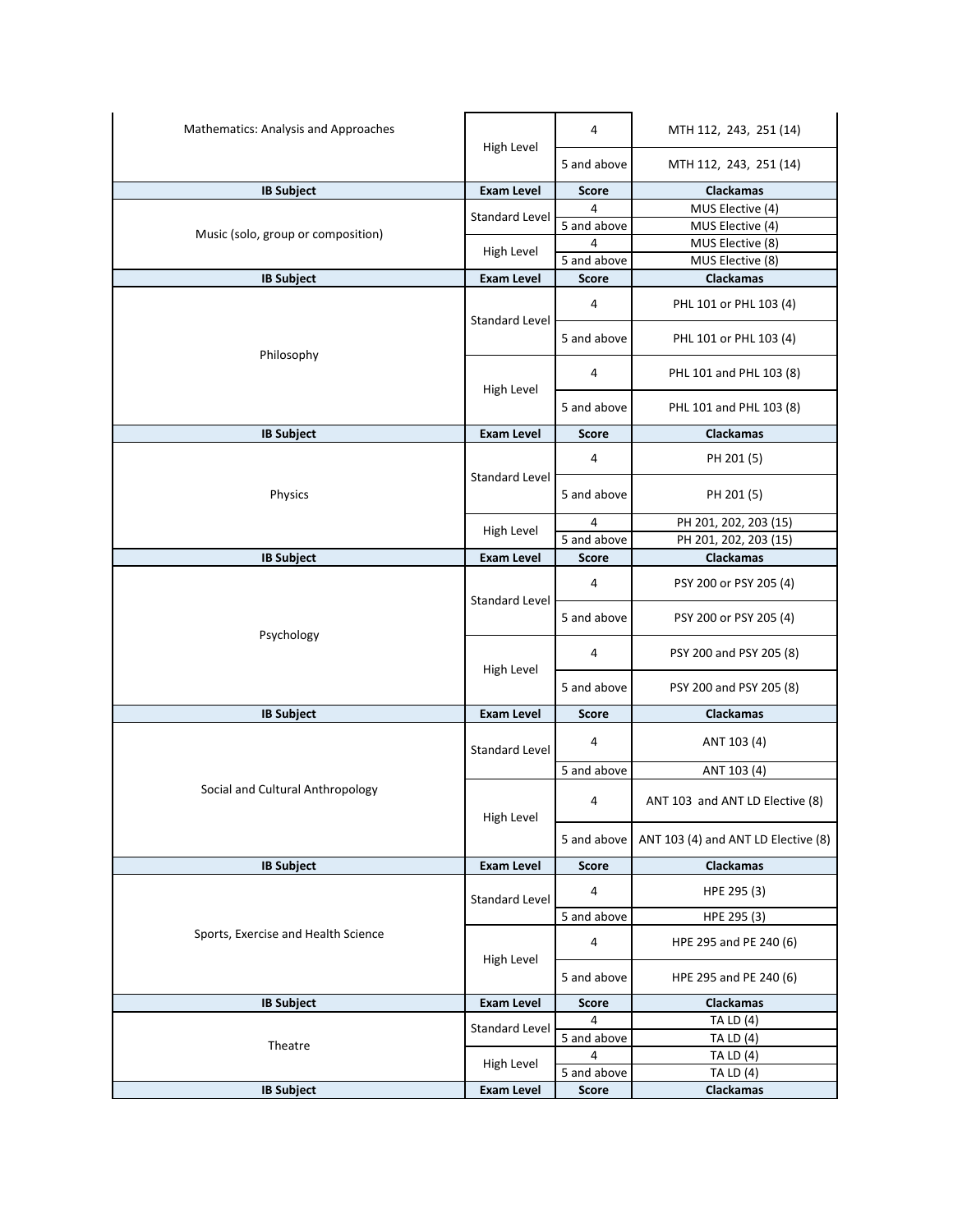| IB Subject | Exam Level | Score | Clackamas |
| --- | --- | --- | --- |
| Mathematics: Analysis and Approaches | High Level | 4 | MTH 112, 243, 251 (14) |
| | | 5 and above | MTH 112, 243, 251 (14) |
| **IB Subject** | **Exam Level** | **Score** | **Clackamas** |
| Music (solo, group or composition) | Standard Level | 4 | MUS Elective (4) |
| | | 5 and above | MUS Elective (4) |
| | High Level | 4 | MUS Elective (8) |
| | | 5 and above | MUS Elective (8) |
| **IB Subject** | **Exam Level** | **Score** | **Clackamas** |
| Philosophy | Standard Level | 4 | PHL 101 or PHL 103 (4) |
| | | 5 and above | PHL 101 or PHL 103 (4) |
| | High Level | 4 | PHL 101 and PHL 103 (8) |
| | | 5 and above | PHL 101 and PHL 103 (8) |
| **IB Subject** | **Exam Level** | **Score** | **Clackamas** |
| Physics | Standard Level | 4 | PH 201 (5) |
| | | 5 and above | PH 201 (5) |
| | High Level | 4 | PH 201, 202, 203 (15) |
| | | 5 and above | PH 201, 202, 203 (15) |
| **IB Subject** | **Exam Level** | **Score** | **Clackamas** |
| Psychology | Standard Level | 4 | PSY 200 or PSY 205 (4) |
| | | 5 and above | PSY 200 or PSY 205 (4) |
| | High Level | 4 | PSY 200 and PSY 205 (8) |
| | | 5 and above | PSY 200 and PSY 205 (8) |
| **IB Subject** | **Exam Level** | **Score** | **Clackamas** |
| Social and Cultural Anthropology | Standard Level | 4 | ANT 103 (4) |
| | | 5 and above | ANT 103 (4) |
| | High Level | 4 | ANT 103 and ANT LD Elective (8) |
| | | 5 and above | ANT 103 (4) and ANT LD Elective (8) |
| **IB Subject** | **Exam Level** | **Score** | **Clackamas** |
| Sports, Exercise and Health Science | Standard Level | 4 | HPE 295 (3) |
| | | 5 and above | HPE 295 (3) |
| | High Level | 4 | HPE 295 and PE 240 (6) |
| | | 5 and above | HPE 295 and PE 240 (6) |
| **IB Subject** | **Exam Level** | **Score** | **Clackamas** |
| Theatre | Standard Level | 4 | TA LD (4) |
| | | 5 and above | TA LD (4) |
| | High Level | 4 | TA LD (4) |
| | | 5 and above | TA LD (4) |
| **IB Subject** | **Exam Level** | **Score** | **Clackamas** |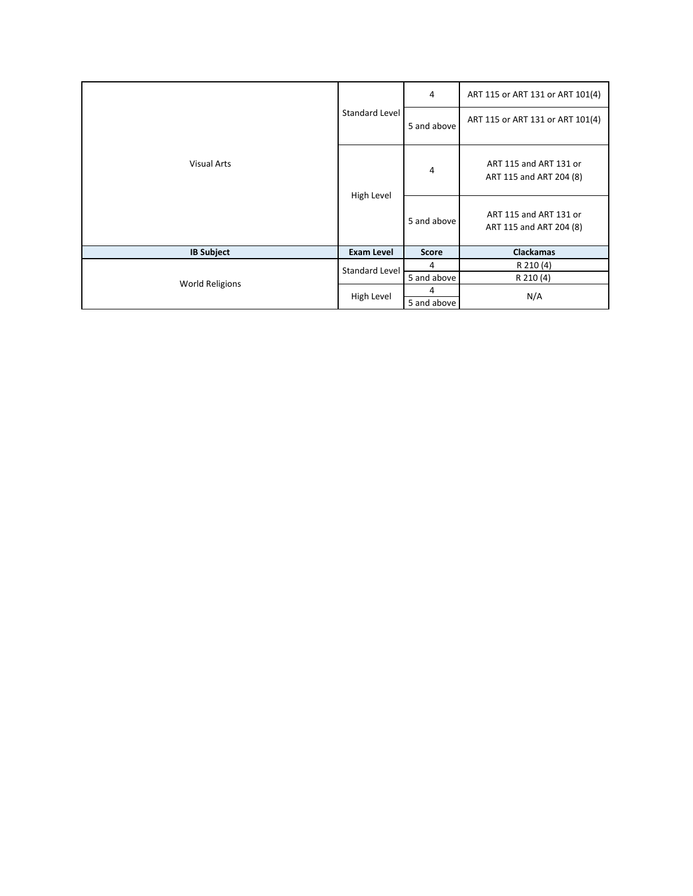| IB Subject | Exam Level | Score | Clackamas |
| --- | --- | --- | --- |
| Visual Arts | Standard Level | 4 | ART 115 or ART 131 or ART 101(4) |
| | | 5 and above | ART 115 or ART 131 or ART 101(4) |
| | High Level | 4 | ART 115 and ART 131 or ART 115 and ART 204 (8) |
| | | 5 and above | ART 115 and ART 131 or ART 115 and ART 204 (8) |
| World Religions | Standard Level | 4 | R 210 (4) |
| | | 5 and above | R 210 (4) |
| | High Level | 4 | N/A |
| | | 5 and above | N/A |